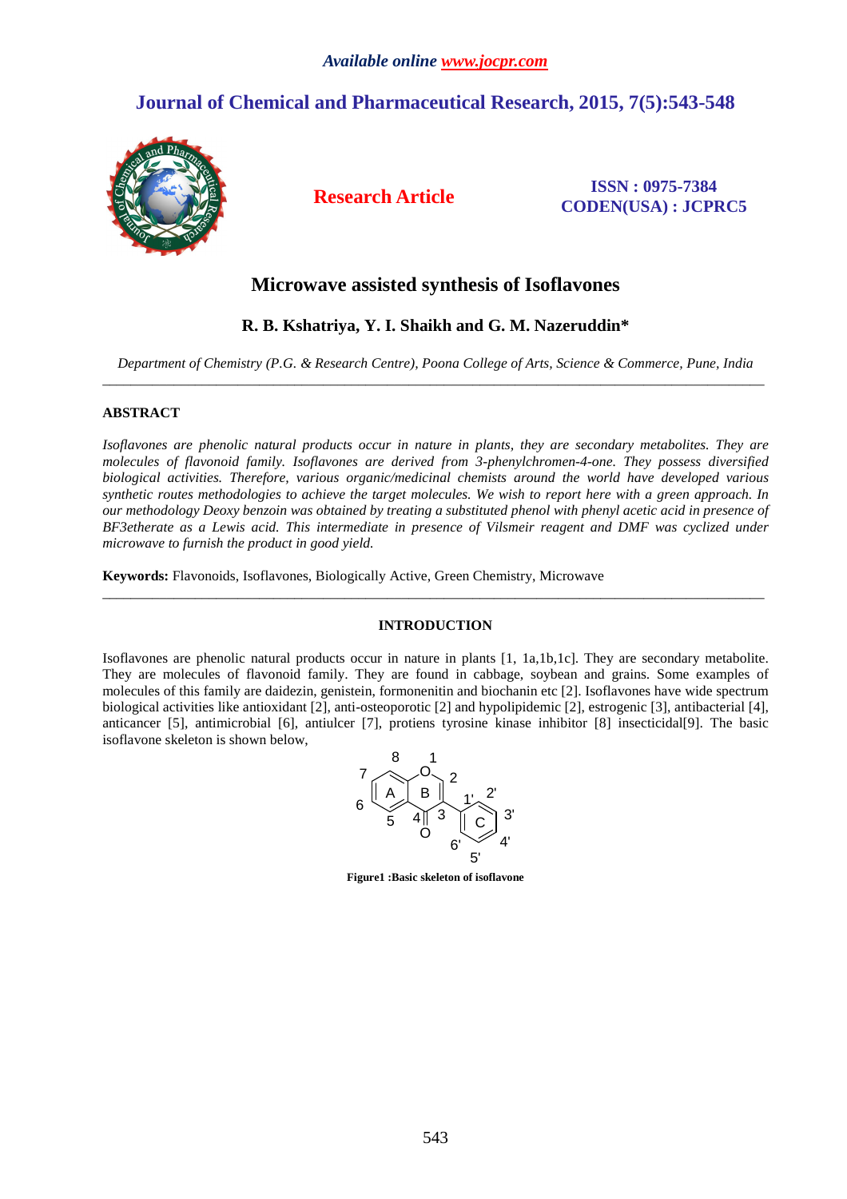*Available online www.jocpr.com*

# Journal of Chemical and Pharmaceutical Research, 2015, 7(5):543-548

**Research Article**

**ISSN : 0975-7384**
**CODEN(USA) : JCPRC5**

## Microwave assisted synthesis of Isoflavones

**R. B. Kshatriya, Y. I. Shaikh and G. M. Nazeruddin***

*Department of Chemistry (P.G. & Research Centre), Poona College of Arts, Science & Commerce, Pune, India*

---

### ABSTRACT

*Isoflavones are phenolic natural products occur in nature in plants, they are secondary metabolites. They are molecules of flavonoid family. Isoflavones are derived from 3-phenylchromen-4-one. They possess diversified biological activities. Therefore, various organic/medicinal chemists around the world have developed various synthetic routes methodologies to achieve the target molecules. We wish to report here with a green approach. In our methodology Deoxy benzoin was obtained by treating a substituted phenol with phenyl acetic acid in presence of BF3etherate as a Lewis acid. This intermediate in presence of Vilsmeir reagent and DMF was cyclized under microwave to furnish the product in good yield.*

**Keywords:** Flavonoids, Isoflavones, Biologically Active, Green Chemistry, Microwave

---

### INTRODUCTION

Isoflavones are phenolic natural products occur in nature in plants [1, 1a,1b,1c]. They are secondary metabolite. They are molecules of flavonoid family. They are found in cabbage, soybean and grains. Some examples of molecules of this family are daidezin, genistein, formonenitin and biochanin etc [2]. Isoflavones have wide spectrum biological activities like antioxidant [2], anti-osteoporotic [2] and hypolipidemic [2], estrogenic [3], antibacterial [4], anticancer [5], antimicrobial [6], antiulcer [7], protiens tyrosine kinase inhibitor [8] insecticidal[9]. The basic isoflavone skeleton is shown below,

**Figure1 :Basic skeleton of isoflavone**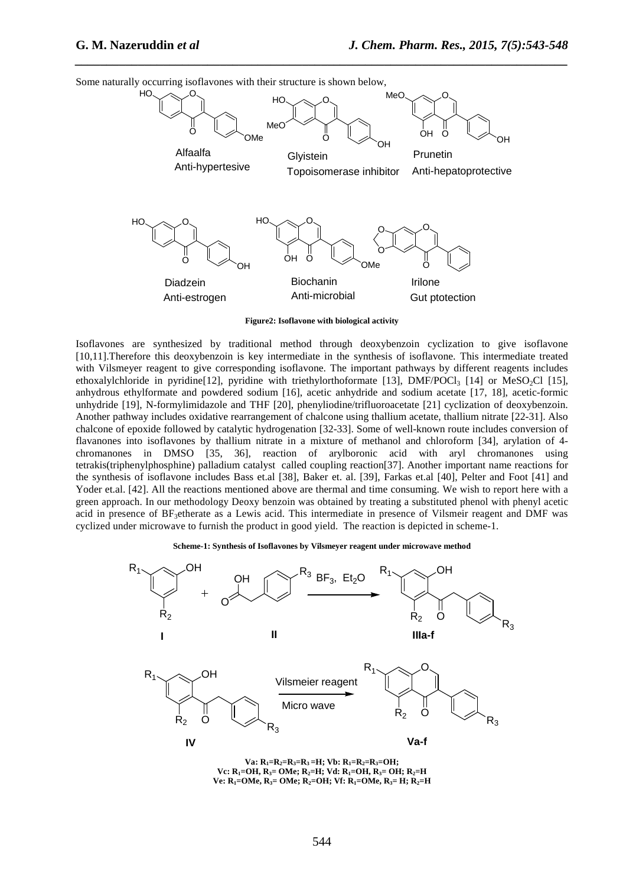Some naturally occurring isoflavones with their structure is shown below,

**Figure2: Isoflavone with biological activity**

Isoflavones are synthesized by traditional method through deoxybenzoin cyclization to give isoflavone [10,11].Therefore this deoxybenzoin is key intermediate in the synthesis of isoflavone. This intermediate treated with Vilsmeyer reagent to give corresponding isoflavone. The important pathways by different reagents includes ethoxalylchloride in pyridine[12], pyridine with triethylorthoformate [13], DMF/$POCl_3$ [14] or $MeSO_2Cl$ [15], anhydrous ethylformate and powdered sodium [16], acetic anhydride and sodium acetate [17, 18], acetic-formic unhydride [19], N-formylimidazole and THF [20], phenyliodine/trifluoroacetate [21] cyclization of deoxybenzoin. Another pathway includes oxidative rearrangement of chalcone using thallium acetate, thallium nitrate [22-31]. Also chalcone of epoxide followed by catalytic hydrogenation [32-33]. Some of well-known route includes conversion of flavanones into isoflavones by thallium nitrate in a mixture of methanol and chloroform [34], arylation of 4-chromanones in DMSO [35, 36], reaction of arylboronic acid with aryl chromanones using tetrakis(triphenylphosphine) palladium catalyst called coupling reaction[37]. Another important name reactions for the synthesis of isoflavone includes Bass et.al [38], Baker et. al. [39], Farkas et.al [40], Pelter and Foot [41] and Yoder et.al. [42]. All the reactions mentioned above are thermal and time consuming. We wish to report here with a green approach. In our methodology Deoxy benzoin was obtained by treating a substituted phenol with phenyl acetic acid in presence of $BF_3$etherate as a Lewis acid. This intermediate in presence of Vilsmeir reagent and DMF was cyclized under microwave to furnish the product in good yield. The reaction is depicted in scheme-1.

**Scheme-1: Synthesis of Isoflavones by Vilsmeyer reagent under microwave method**

**Va:** $R_1=R_2=R_3=H$; **Vb:** $R_1=R_2=R_3=OH$;
**Vc:** $R_1=OH$, $R_3=OMe$; $R_2=H$; **Vd:** $R_1=OH$, $R_3=OH$; $R_2=H$
**Ve:** $R_1=OMe$, $R_3=OMe$; $R_2=OH$; **Vf:** $R_1=OMe$, $R_3=H$; $R_2=H$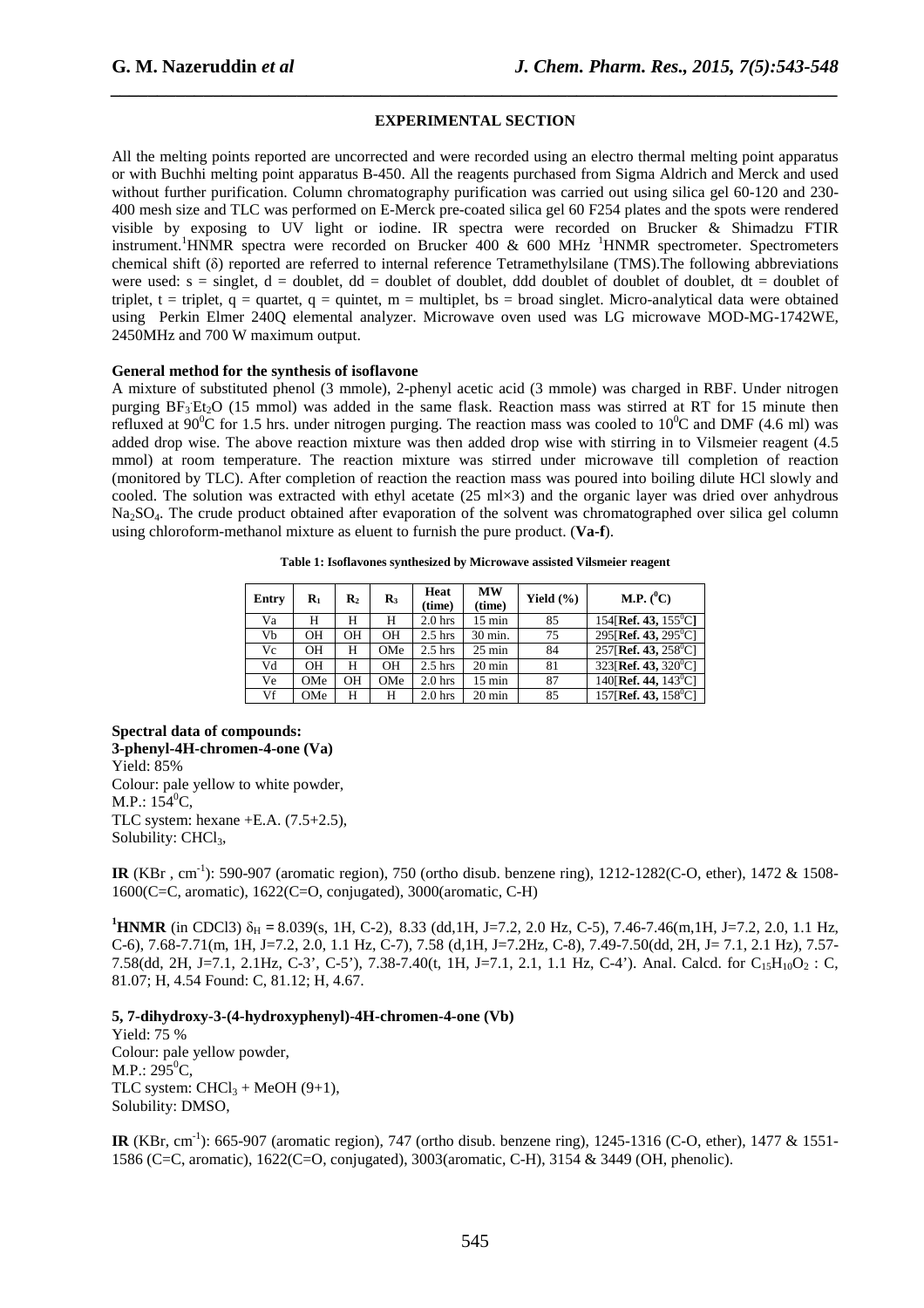## EXPERIMENTAL SECTION

All the melting points reported are uncorrected and were recorded using an electro thermal melting point apparatus or with Buchhi melting point apparatus B-450. All the reagents purchased from Sigma Aldrich and Merck and used without further purification. Column chromatography purification was carried out using silica gel 60-120 and 230-400 mesh size and TLC was performed on E-Merck pre-coated silica gel 60 F254 plates and the spots were rendered visible by exposing to UV light or iodine. IR spectra were recorded on Brucker & Shimadzu FTIR instrument.[1]HNMR spectra were recorded on Brucker 400 & 600 MHz [1]HNMR spectrometer. Spectrometers chemical shift (δ) reported are referred to internal reference Tetramethylsilane (TMS).The following abbreviations were used: s = singlet, d = doublet, dd = doublet of doublet, ddd doublet of doublet of doublet, dt = doublet of triplet, t = triplet, q = quartet, q = quintet, m = multiplet, bs = broad singlet. Micro-analytical data were obtained using Perkin Elmer 240Q elemental analyzer. Microwave oven used was LG microwave MOD-MG-1742WE, 2450MHz and 700 W maximum output.

**General method for the synthesis of isoflavone**

A mixture of substituted phenol (3 mmole), 2-phenyl acetic acid (3 mmole) was charged in RBF. Under nitrogen purging $BF_3 \cdot Et_2O$ (15 mmol) was added in the same flask. Reaction mass was stirred at RT for 15 minute then refluxed at 90$^0$C for 1.5 hrs. under nitrogen purging. The reaction mass was cooled to 10$^0$C and DMF (4.6 ml) was added drop wise. The above reaction mixture was then added drop wise with stirring in to Vilsmeier reagent (4.5 mmol) at room temperature. The reaction mixture was stirred under microwave till completion of reaction (monitored by TLC). After completion of reaction the reaction mass was poured into boiling dilute HCl slowly and cooled. The solution was extracted with ethyl acetate (25 ml×3) and the organic layer was dried over anhydrous $Na_2SO_4$. The crude product obtained after evaporation of the solvent was chromatographed over silica gel column using chloroform-methanol mixture as eluent to furnish the pure product. (**Va-f**).

**Table 1: Isoflavones synthesized by Microwave assisted Vilsmeier reagent**

| Entry | $R_1$ | $R_2$ | $R_3$ | Heat (time) | MW (time) | Yield (%) | M.P. ($^0$C) |
|---|---|---|---|---|---|---|---|
| Va | H | H | H | 2.0 hrs | 15 min | 85 | 154[**Ref. 43,** 155$^0$C] |
| Vb | OH | OH | OH | 2.5 hrs | 30 min. | 75 | 295[**Ref. 43,** 295$^0$C] |
| Vc | OH | H | OMe | 2.5 hrs | 25 min | 84 | 257[**Ref. 43,** 258$^0$C] |
| Vd | OH | H | OH | 2.5 hrs | 20 min | 81 | 323[**Ref. 43,** 320$^0$C] |
| Ve | OMe | OH | OMe | 2.0 hrs | 15 min | 87 | 140[**Ref. 44,** 143$^0$C] |
| Vf | OMe | H | H | 2.0 hrs | 20 min | 85 | 157[**Ref. 43,** 158$^0$C] |

**Spectral data of compounds:**

**3-phenyl-4H-chromen-4-one (Va)**

Yield: 85%
Colour: pale yellow to white powder,
M.P.: 154$^0$C,
TLC system: hexane +E.A. (7.5+2.5),
Solubility: $CHCl_3$,

**IR** (KBr , cm$^{-1}$): 590-907 (aromatic region), 750 (ortho disub. benzene ring), 1212-1282(C-O, ether), 1472 & 1508-1600(C=C, aromatic), 1622(C=O, conjugated), 3000(aromatic, C-H)

**[1]HNMR** (in CDCl3) $\delta_H$ = 8.039(s, 1H, C-2), 8.33 (dd,1H, J=7.2, 2.0 Hz, C-5), 7.46-7.46(m,1H, J=7.2, 2.0, 1.1 Hz, C-6), 7.68-7.71(m, 1H, J=7.2, 2.0, 1.1 Hz, C-7), 7.58 (d,1H, J=7.2Hz, C-8), 7.49-7.50(dd, 2H, J= 7.1, 2.1 Hz), 7.57-7.58(dd, 2H, J=7.1, 2.1Hz, C-3', C-5'), 7.38-7.40(t, 1H, J=7.1, 2.1, 1.1 Hz, C-4'). Anal. Calcd. for $C_{15}H_{10}O_2$ : C, 81.07; H, 4.54 Found: C, 81.12; H, 4.67.

**5, 7-dihydroxy-3-(4-hydroxyphenyl)-4H-chromen-4-one (Vb)**

Yield: 75 %
Colour: pale yellow powder,
M.P.: 295$^0$C,
TLC system: $CHCl_3$ + MeOH (9+1),
Solubility: DMSO,

**IR** (KBr, cm$^{-1}$): 665-907 (aromatic region), 747 (ortho disub. benzene ring), 1245-1316 (C-O, ether), 1477 & 1551-1586 (C=C, aromatic), 1622(C=O, conjugated), 3003(aromatic, C-H), 3154 & 3449 (OH, phenolic).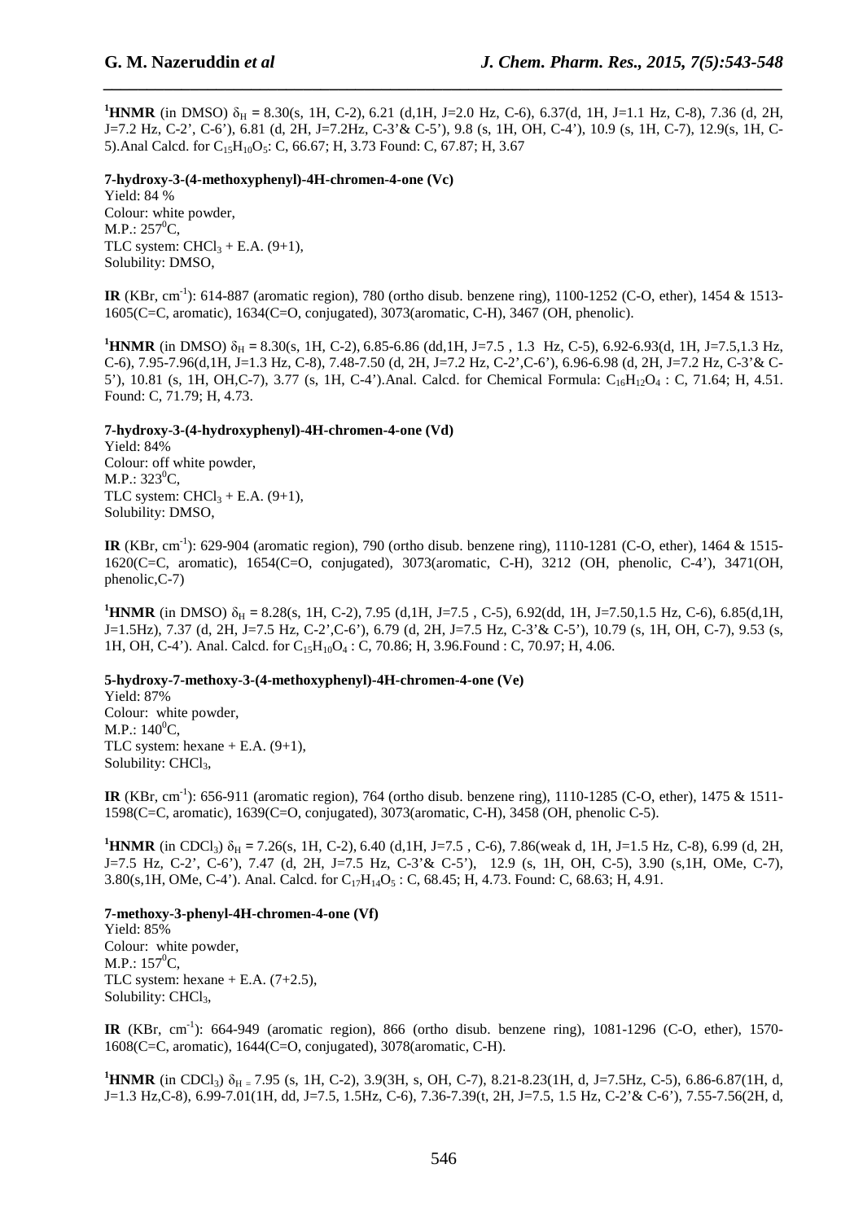**$^1$HNMR** (in DMSO) $\delta_H$ = 8.30(s, 1H, C-2), 6.21 (d,1H, J=2.0 Hz, C-6), 6.37(d, 1H, J=1.1 Hz, C-8), 7.36 (d, 2H, J=7.2 Hz, C-2', C-6'), 6.81 (d, 2H, J=7.2Hz, C-3'& C-5'), 9.8 (s, 1H, OH, C-4'), 10.9 (s, 1H, C-7), 12.9(s, 1H, C-5).Anal Calcd. for $C_{15}H_{10}O_5$: C, 66.67; H, 3.73 Found: C, 67.87; H, 3.67

**7-hydroxy-3-(4-methoxyphenyl)-4H-chromen-4-one (Vc)**

Yield: 84 %
Colour: white powder,
M.P.: 257$^0$C,
TLC system: $CHCl_3$ + E.A. (9+1),
Solubility: DMSO,

**IR** (KBr, cm$^{-1}$): 614-887 (aromatic region), 780 (ortho disub. benzene ring), 1100-1252 (C-O, ether), 1454 & 1513-1605(C=C, aromatic), 1634(C=O, conjugated), 3073(aromatic, C-H), 3467 (OH, phenolic).

**$^1$HNMR** (in DMSO) $\delta_H$ = 8.30(s, 1H, C-2), 6.85-6.86 (dd,1H, J=7.5 , 1.3 Hz, C-5), 6.92-6.93(d, 1H, J=7.5,1.3 Hz, C-6), 7.95-7.96(d,1H, J=1.3 Hz, C-8), 7.48-7.50 (d, 2H, J=7.2 Hz, C-2',C-6'), 6.96-6.98 (d, 2H, J=7.2 Hz, C-3'& C-5'), 10.81 (s, 1H, OH,C-7), 3.77 (s, 1H, C-4').Anal. Calcd. for Chemical Formula: $C_{16}H_{12}O_4$ : C, 71.64; H, 4.51. Found: C, 71.79; H, 4.73.

**7-hydroxy-3-(4-hydroxyphenyl)-4H-chromen-4-one (Vd)**

Yield: 84%
Colour: off white powder,
M.P.: 323$^0$C,
TLC system: $CHCl_3$ + E.A. (9+1),
Solubility: DMSO,

**IR** (KBr, cm$^{-1}$): 629-904 (aromatic region), 790 (ortho disub. benzene ring), 1110-1281 (C-O, ether), 1464 & 1515-1620(C=C, aromatic), 1654(C=O, conjugated), 3073(aromatic, C-H), 3212 (OH, phenolic, C-4'), 3471(OH, phenolic,C-7)

**$^1$HNMR** (in DMSO) $\delta_H$ = 8.28(s, 1H, C-2), 7.95 (d,1H, J=7.5 , C-5), 6.92(dd, 1H, J=7.50,1.5 Hz, C-6), 6.85(d,1H, J=1.5Hz), 7.37 (d, 2H, J=7.5 Hz, C-2',C-6'), 6.79 (d, 2H, J=7.5 Hz, C-3'& C-5'), 10.79 (s, 1H, OH, C-7), 9.53 (s, 1H, OH, C-4'). Anal. Calcd. for $C_{15}H_{10}O_4$ : C, 70.86; H, 3.96.Found : C, 70.97; H, 4.06.

**5-hydroxy-7-methoxy-3-(4-methoxyphenyl)-4H-chromen-4-one (Ve)**

Yield: 87%
Colour: white powder,
M.P.: 140$^0$C,
TLC system: hexane + E.A. (9+1),
Solubility: $CHCl_3$,

**IR** (KBr, cm$^{-1}$): 656-911 (aromatic region), 764 (ortho disub. benzene ring), 1110-1285 (C-O, ether), 1475 & 1511-1598(C=C, aromatic), 1639(C=O, conjugated), 3073(aromatic, C-H), 3458 (OH, phenolic C-5).

**$^1$HNMR** (in $CDCl_3$) $\delta_H$ = 7.26(s, 1H, C-2), 6.40 (d,1H, J=7.5 , C-6), 7.86(weak d, 1H, J=1.5 Hz, C-8), 6.99 (d, 2H, J=7.5 Hz, C-2', C-6'), 7.47 (d, 2H, J=7.5 Hz, C-3'& C-5'), 12.9 (s, 1H, OH, C-5), 3.90 (s,1H, OMe, C-7), 3.80(s,1H, OMe, C-4'). Anal. Calcd. for $C_{17}H_{14}O_5$ : C, 68.45; H, 4.73. Found: C, 68.63; H, 4.91.

**7-methoxy-3-phenyl-4H-chromen-4-one (Vf)**

Yield: 85%
Colour: white powder,
M.P.: 157$^0$C,
TLC system: hexane + E.A. (7+2.5),
Solubility: $CHCl_3$,

**IR** (KBr, cm$^{-1}$): 664-949 (aromatic region), 866 (ortho disub. benzene), 1081-1296 (C-O, ether), 1570-1608(C=C, aromatic), 1644(C=O, conjugated), 3078(aromatic, C-H).

**$^1$HNMR** (in $CDCl_3$) $\delta_H$ = 7.95 (s, 1H, C-2), 3.9(3H, s, OH, C-7), 8.21-8.23(1H, d, J=7.5Hz, C-5), 6.86-6.87(1H, d, J=1.3 Hz,C-8), 6.99-7.01(1H, dd, J=7.5, 1.5Hz, C-6), 7.36-7.39(t, 2H, J=7.5, 1.5 Hz, C-2'& C-6'), 7.55-7.56(2H, d,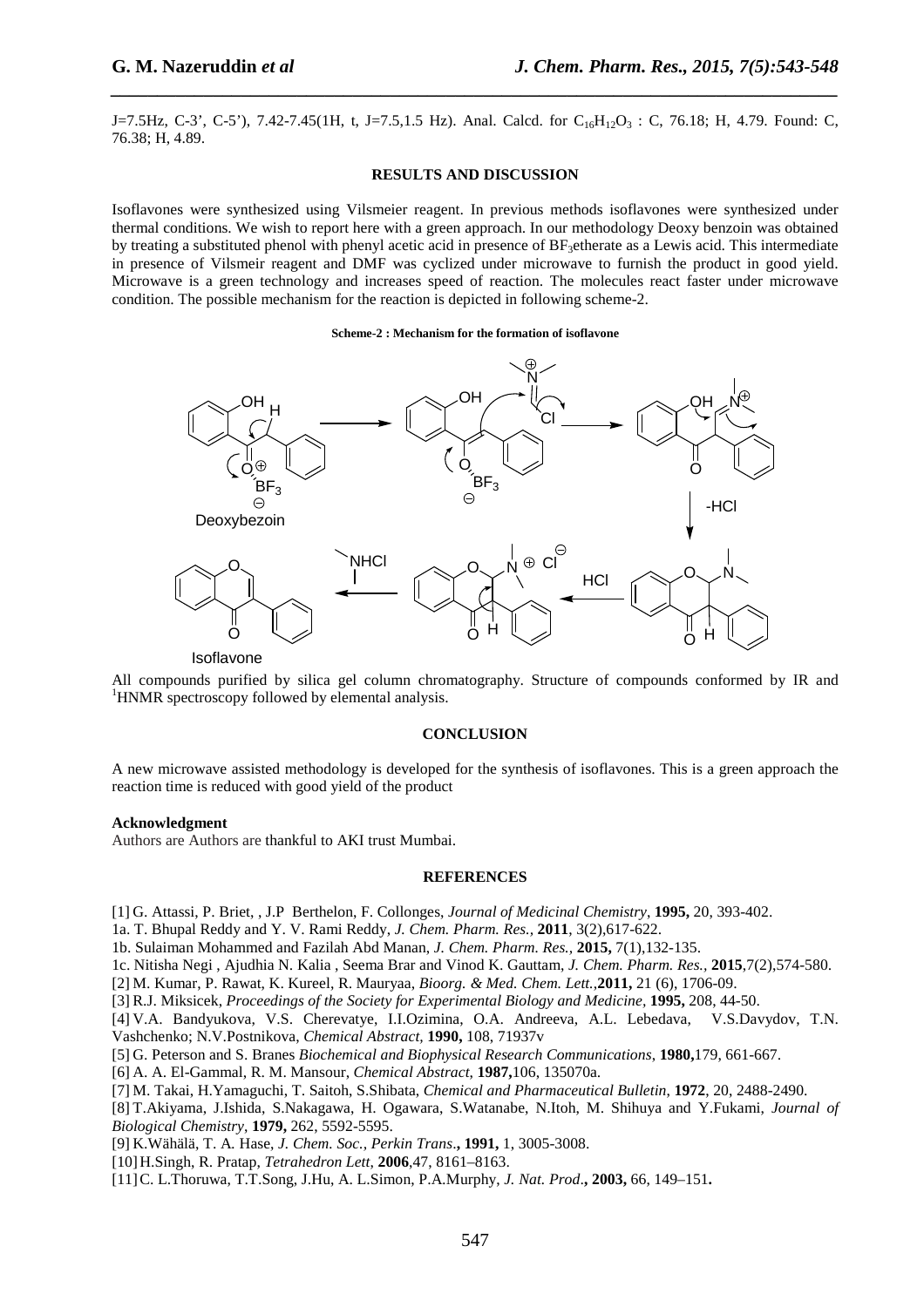J=7.5Hz, C-3', C-5'), 7.42-7.45(1H, t, J=7.5,1.5 Hz). Anal. Calcd. for $C_{16}H_{12}O_3$ : C, 76.18; H, 4.79. Found: C, 76.38; H, 4.89.

## RESULTS AND DISCUSSION

Isoflavones were synthesized using Vilsmeier reagent. In previous methods isoflavones were synthesized under thermal conditions. We wish to report here with a green approach. In our methodology Deoxy benzoin was obtained by treating a substituted phenol with phenyl acetic acid in presence of $BF_3$etherate as a Lewis acid. This intermediate in presence of Vilsmeir reagent and DMF was cyclized under microwave to furnish the product in good yield. Microwave is a green technology and increases speed of reaction. The molecules react faster under microwave condition. The possible mechanism for the reaction is depicted in following scheme-2.

**Scheme-2 : Mechanism for the formation of isoflavone**

All compounds purified by silica gel column chromatography. Structure of compounds conformed by IR and [1]HNMR spectroscopy followed by elemental analysis.

## CONCLUSION

A new microwave assisted methodology is developed for the synthesis of isoflavones. This is a green approach the reaction time is reduced with good yield of the product

**Acknowledgment**

Authors are Authors are thankful to AKI trust Mumbai.

## REFERENCES

[1] G. Attassi, P. Briet, , J.P Berthelon, F. Collonges, *Journal of Medicinal Chemistry*, **1995,** 20, 393-402.

1a. T. Bhupal Reddy and Y. V. Rami Reddy, *J. Chem. Pharm. Res.,* **2011**, 3(2),617-622.

1b. Sulaiman Mohammed and Fazilah Abd Manan, *J. Chem. Pharm. Res.,* **2015,** 7(1),132-135.

1c. Nitisha Negi , Ajudhia N. Kalia , Seema Brar and Vinod K. Gauttam, *J. Chem. Pharm. Res.,* **2015**,7(2),574-580.

[2] M. Kumar, P. Rawat, K. Kureel, R. Mauryaa, *Bioorg. & Med. Chem. Lett.*,**2011,** 21 (6), 1706-09.

[3] R.J. Miksicek, *Proceedings of the Society for Experimental Biology and Medicine*, **1995,** 208, 44-50.

[4] V.A. Bandyukova, V.S. Cherevatye, I.I.Ozimina, O.A. Andreeva, A.L. Lebedava, V.S.Davydov, T.N. Vashchenko; N.V.Postnikova, *Chemical Abstract*, **1990,** 108, 71937v

[5] G. Peterson and S. Branes *Biochemical and Biophysical Research Communications*, **1980,**179, 661-667.

[6] A. A. El-Gammal, R. M. Mansour, *Chemical Abstract*, **1987,**106, 135070a.

[7] M. Takai, H.Yamaguchi, T. Saitoh, S.Shibata, *Chemical and Pharmaceutical Bulletin*, **1972**, 20, 2488-2490.

[8] T.Akiyama, J.Ishida, S.Nakagawa, H. Ogawara, S.Watanabe, N.Itoh, M. Shihuya and Y.Fukami, *Journal of Biological Chemistry*, **1979,** 262, 5592-5595.

[9] K.Wähälä, T. A. Hase, *J. Chem. Soc., Perkin Trans*.**, 1991,** 1, 3005-3008.

[10] H.Singh, R. Pratap, *Tetrahedron Lett*, **2006**,47, 8161–8163.

[11] C. L.Thoruwa, T.T.Song, J.Hu, A. L.Simon, P.A.Murphy, *J. Nat. Prod*.**, 2003,** 66, 149–151**.**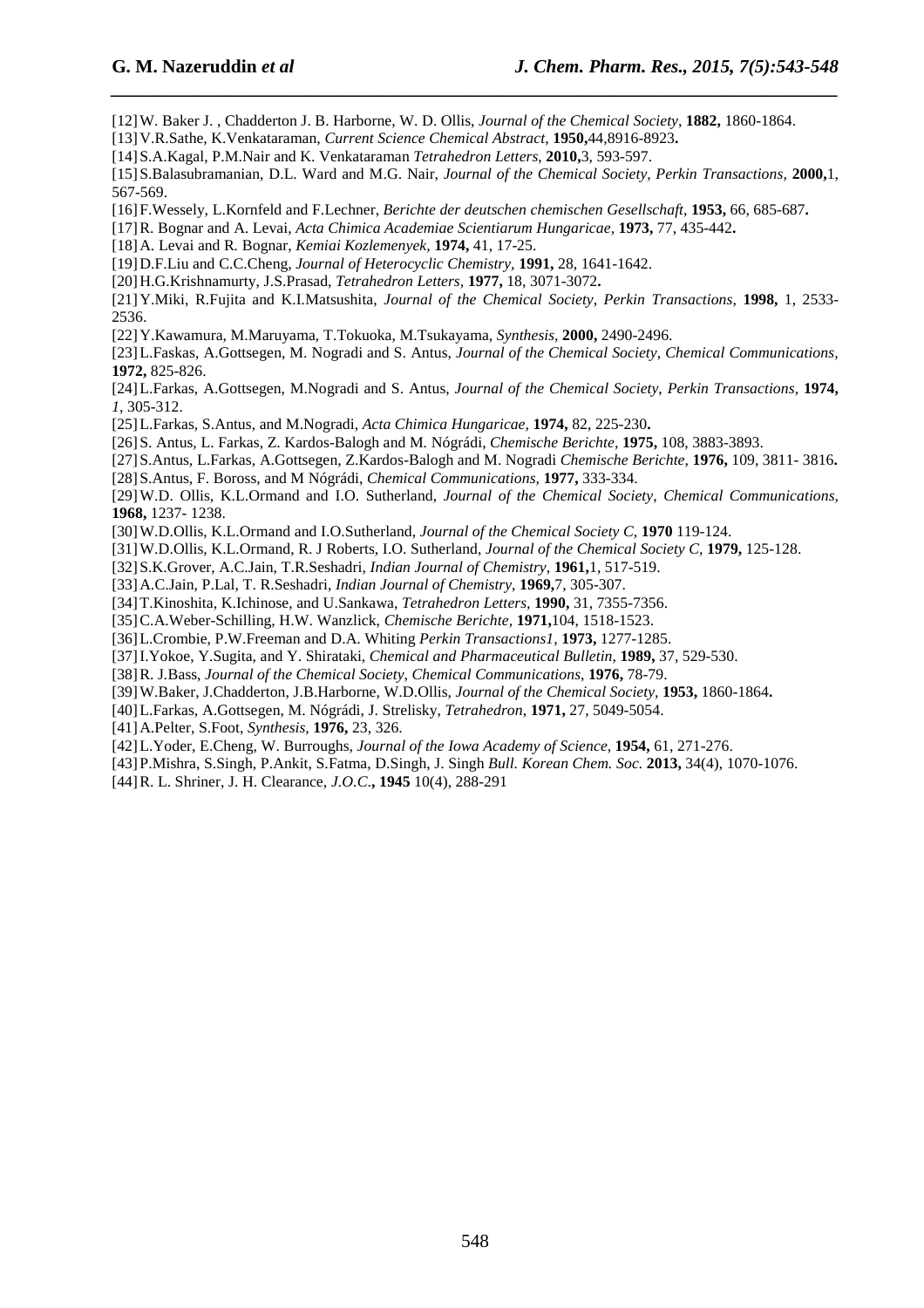[12] W. Baker J. , Chadderton J. B. Harborne, W. D. Ollis, *Journal of the Chemical Society*, **1882,** 1860-1864.

[13] V.R.Sathe, K.Venkataraman, *Current Science Chemical Abstract*, **1950,**44,8916-8923**.**

[14] S.A.Kagal, P.M.Nair and K. Venkataraman *Tetrahedron Letters*, **2010,**3, 593-597.

[15] S.Balasubramanian, D.L. Ward and M.G. Nair, *Journal of the Chemical Society, Perkin Transactions*, **2000,**1, 567-569.

[16] F.Wessely, L.Kornfeld and F.Lechner, *Berichte der deutschen chemischen Gesellschaft*, **1953,** 66, 685-687**.**

[17] R. Bognar and A. Levai, *Acta Chimica Academiae Scientiarum Hungaricae*, **1973,** 77, 435-442**.**

[18] A. Levai and R. Bognar, *Kemiai Kozlemenyek*, **1974,** 41, 17-25.

[19] D.F.Liu and C.C.Cheng, *Journal of Heterocyclic Chemistry*, **1991,** 28, 1641-1642.

[20] H.G.Krishnamurty, J.S.Prasad, *Tetrahedron Letters*, **1977,** 18, 3071-3072**.**

[21] Y.Miki, R.Fujita and K.I.Matsushita, *Journal of the Chemical Society, Perkin Transactions,* **1998,** 1, 2533-2536.

[22] Y.Kawamura, M.Maruyama, T.Tokuoka, M.Tsukayama, *Synthesis*, **2000,** 2490-2496.

[23] L.Faskas, A.Gottsegen, M. Nogradi and S. Antus, *Journal of the Chemical Society, Chemical Communications,* **1972,** 825-826.

[24] L.Farkas, A.Gottsegen, M.Nogradi and S. Antus, *Journal of the Chemical Society, Perkin Transactions,* **1974,** *1*, 305-312.

[25] L.Farkas, S.Antus, and M.Nogradi, *Acta Chimica Hungaricae,* **1974,** 82, 225-230**.**

[26] S. Antus, L. Farkas, Z. Kardos-Balogh and M. Nógrádi, *Chemische Berichte*, **1975,** 108, 3883-3893.

[27] S.Antus, L.Farkas, A.Gottsegen, Z.Kardos-Balogh and M. Nogradi *Chemische Berichte*, **1976,** 109, 3811- 3816**.**

[28] S.Antus, F. Boross, and M Nógrádi, *Chemical Communications,* **1977,** 333-334.

[29] W.D. Ollis, K.L.Ormand and I.O. Sutherland, *Journal of the Chemical Society, Chemical Communications,* **1968,** 1237- 1238.

[30] W.D.Ollis, K.L.Ormand and I.O.Sutherland, *Journal of the Chemical Society C,* **1970** 119-124.

[31] W.D.Ollis, K.L.Ormand, R. J Roberts, I.O. Sutherland, *Journal of the Chemical Society C,* **1979,** 125-128.

[32] S.K.Grover, A.C.Jain, T.R.Seshadri, *Indian Journal of Chemistry*, **1961,**1, 517-519.

[33] A.C.Jain, P.Lal, T. R.Seshadri, *Indian Journal of Chemistry*, **1969,**7, 305-307.

[34] T.Kinoshita, K.Ichinose, and U.Sankawa, *Tetrahedron Letters,* **1990,** 31, 7355-7356.

[35] C.A.Weber-Schilling, H.W. Wanzlick, *Chemische Berichte,* **1971,**104, 1518-1523.

[36] L.Crombie, P.W.Freeman and D.A. Whiting *Perkin Transactions1,* **1973,** 1277-1285.

[37] I.Yokoe, Y.Sugita, and Y. Shirataki, *Chemical and Pharmaceutical Bulletin,* **1989,** 37, 529-530.

[38] R. J.Bass, *Journal of the Chemical Society, Chemical Communications,* **1976,** 78-79.

[39] W.Baker, J.Chadderton, J.B.Harborne, W.D.Ollis, *Journal of the Chemical Society,* **1953,** 1860-1864**.**

[40] L.Farkas, A.Gottsegen, M. Nógrádi, J. Strelisky, *Tetrahedron,* **1971,** 27, 5049-5054.

[41] A.Pelter, S.Foot, *Synthesis,* **1976,** 23, 326.

[42] L.Yoder, E.Cheng, W. Burroughs, *Journal of the Iowa Academy of Science*, **1954,** 61, 271-276.

[43] P.Mishra, S.Singh, P.Ankit, S.Fatma, D.Singh, J. Singh *Bull. Korean Chem. Soc.* **2013,** 34(4), 1070-1076.

[44] R. L. Shriner, J. H. Clearance, *J.O.C*.**, 1945** 10(4), 288-291